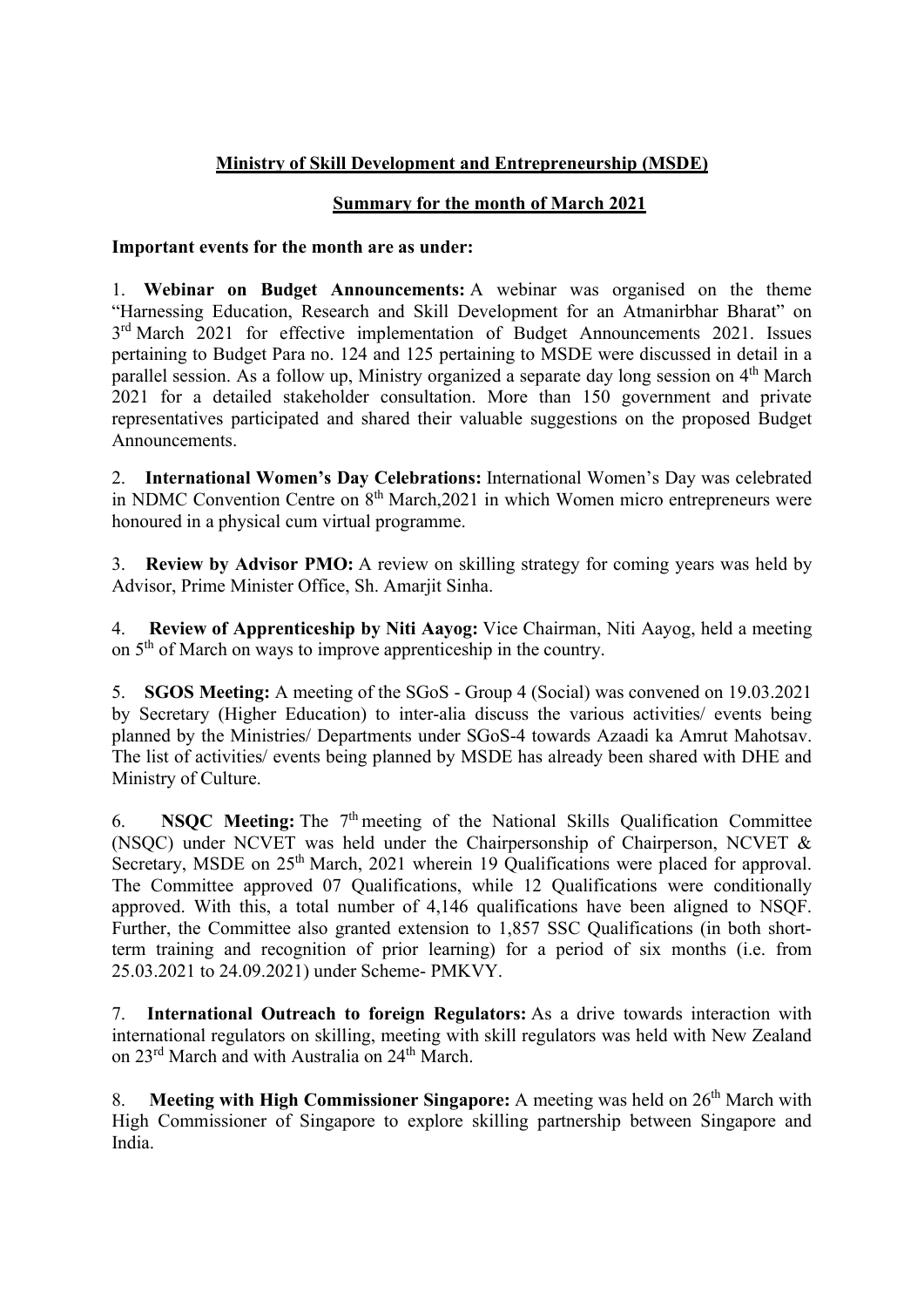## Ministry of Skill Development and Entrepreneurship (MSDE)

## Summary for the month of March 2021

**Important events for the month are as under:**

1. **Webinar on Budget Announcements:** A webinar was organised on the theme "Harnessing Education, Research and Skill Development for an Atmanirbhar Bharat" on 3rd March 2021 for effective implementation of Budget Announcements 2021. Issues pertaining to Budget Para no. 124 and 125 pertaining to MSDE were discussed in detail in a parallel session. As a follow up, Ministry organized a separate day long session on 4th March 2021 for a detailed stakeholder consultation. More than 150 government and private representatives participated and shared their valuable suggestions on the proposed Budget Announcements.

2. **International Women's Day Celebrations:** International Women's Day was celebrated in NDMC Convention Centre on 8th March,2021 in which Women micro entrepreneurs were honoured in a physical cum virtual programme.

3. **Review by Advisor PMO:** A review on skilling strategy for coming years was held by Advisor, Prime Minister Office, Sh. Amarjit Sinha.

4. **Review of Apprenticeship by Niti Aayog:** Vice Chairman, Niti Aayog, held a meeting on 5th of March on ways to improve apprenticeship in the country.

5. **SGOS Meeting:** A meeting of the SGoS - Group 4 (Social) was convened on 19.03.2021 by Secretary (Higher Education) to inter-alia discuss the various activities/ events being planned by the Ministries/ Departments under SGoS-4 towards Azaadi ka Amrut Mahotsav. The list of activities/ events being planned by MSDE has already been shared with DHE and Ministry of Culture.

6. **NSQC Meeting:** The 7th meeting of the National Skills Qualification Committee (NSQC) under NCVET was held under the Chairpersonship of Chairperson, NCVET & Secretary, MSDE on 25th March, 2021 wherein 19 Qualifications were placed for approval. The Committee approved 07 Qualifications, while 12 Qualifications were conditionally approved. With this, a total number of 4,146 qualifications have been aligned to NSQF. Further, the Committee also granted extension to 1,857 SSC Qualifications (in both short-term training and recognition of prior learning) for a period of six months (i.e. from 25.03.2021 to 24.09.2021) under Scheme- PMKVY.

7. **International Outreach to foreign Regulators:** As a drive towards interaction with international regulators on skilling, meeting with skill regulators was held with New Zealand on 23rd March and with Australia on 24th March.

8. **Meeting with High Commissioner Singapore:** A meeting was held on 26th March with High Commissioner of Singapore to explore skilling partnership between Singapore and India.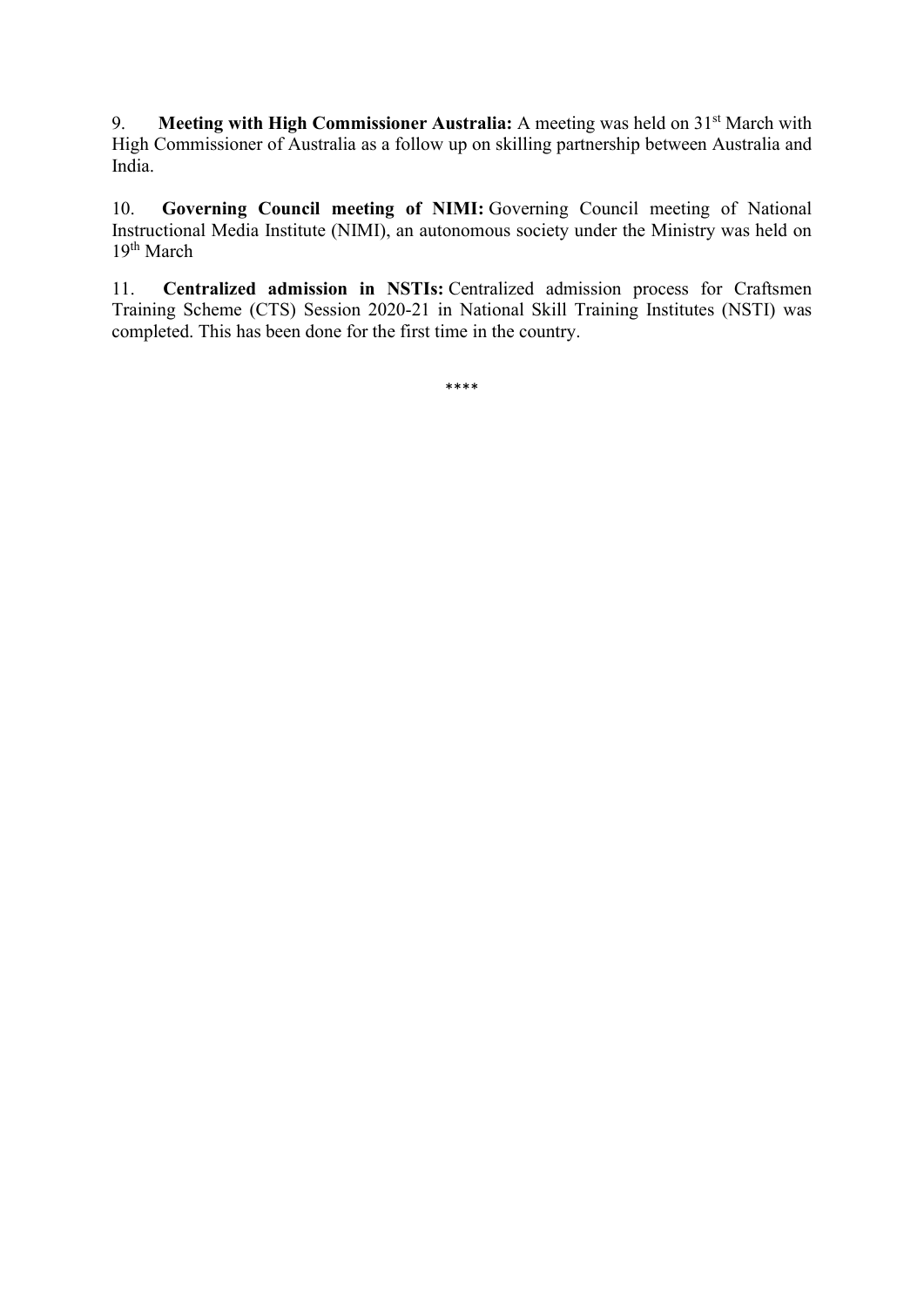9. **Meeting with High Commissioner Australia:** A meeting was held on 31st March with High Commissioner of Australia as a follow up on skilling partnership between Australia and India.

10. **Governing Council meeting of NIMI:** Governing Council meeting of National Instructional Media Institute (NIMI), an autonomous society under the Ministry was held on 19th March

11. **Centralized admission in NSTIs:** Centralized admission process for Craftsmen Training Scheme (CTS) Session 2020-21 in National Skill Training Institutes (NSTI) was completed. This has been done for the first time in the country.

****